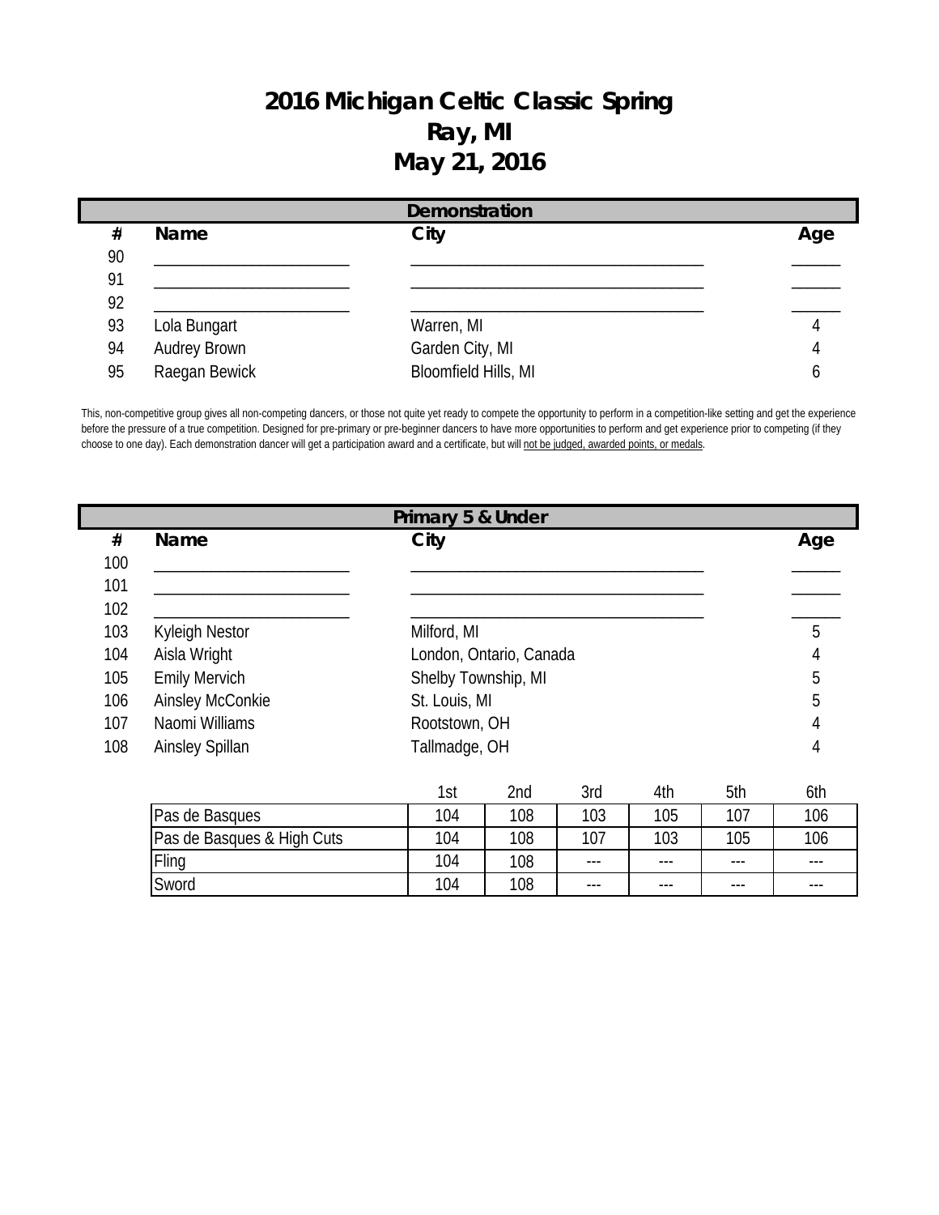# 2016 Michigan Celtic Classic Spring
# Ray, MI
# May 21, 2016

## Demonstration

| # | Name | City | Age |
|---|---|---|---|
| 90 | ____________________ | ______________________________ | _____ |
| 91 | ____________________ | ______________________________ | _____ |
| 92 | ____________________ | ______________________________ | _____ |
| 93 | Lola Bungart | Warren, MI | 4 |
| 94 | Audrey Brown | Garden City, MI | 4 |
| 95 | Raegan Bewick | Bloomfield Hills, MI | 6 |

This, non-competitive group gives all non-competing dancers, or those not quite yet ready to compete the opportunity to perform in a competition-like setting and get the experience before the pressure of a true competition. Designed for pre-primary or pre-beginner dancers to have more opportunities to perform and get experience prior to competing (if they choose to one day). Each demonstration dancer will get a participation award and a certificate, but will not be judged, awarded points, or medals.

## Primary 5 & Under

| # | Name | City | Age |
|---|---|---|---|
| 100 | ____________________ | ______________________________ | _____ |
| 101 | ____________________ | ______________________________ | _____ |
| 102 | ____________________ | ______________________________ | _____ |
| 103 | Kyleigh Nestor | Milford, MI | 5 |
| 104 | Aisla Wright | London, Ontario, Canada | 4 |
| 105 | Emily Mervich | Shelby Township, MI | 5 |
| 106 | Ainsley McConkie | St. Louis, MI | 5 |
| 107 | Naomi Williams | Rootstown, OH | 4 |
| 108 | Ainsley Spillan | Tallmadge, OH | 4 |

| | 1st | 2nd | 3rd | 4th | 5th | 6th |
|---|---|---|---|---|---|---|
| Pas de Basques | 104 | 108 | 103 | 105 | 107 | 106 |
| Pas de Basques & High Cuts | 104 | 108 | 107 | 103 | 105 | 106 |
| Fling | 104 | 108 | --- | --- | --- | --- |
| Sword | 104 | 108 | --- | --- | --- | --- |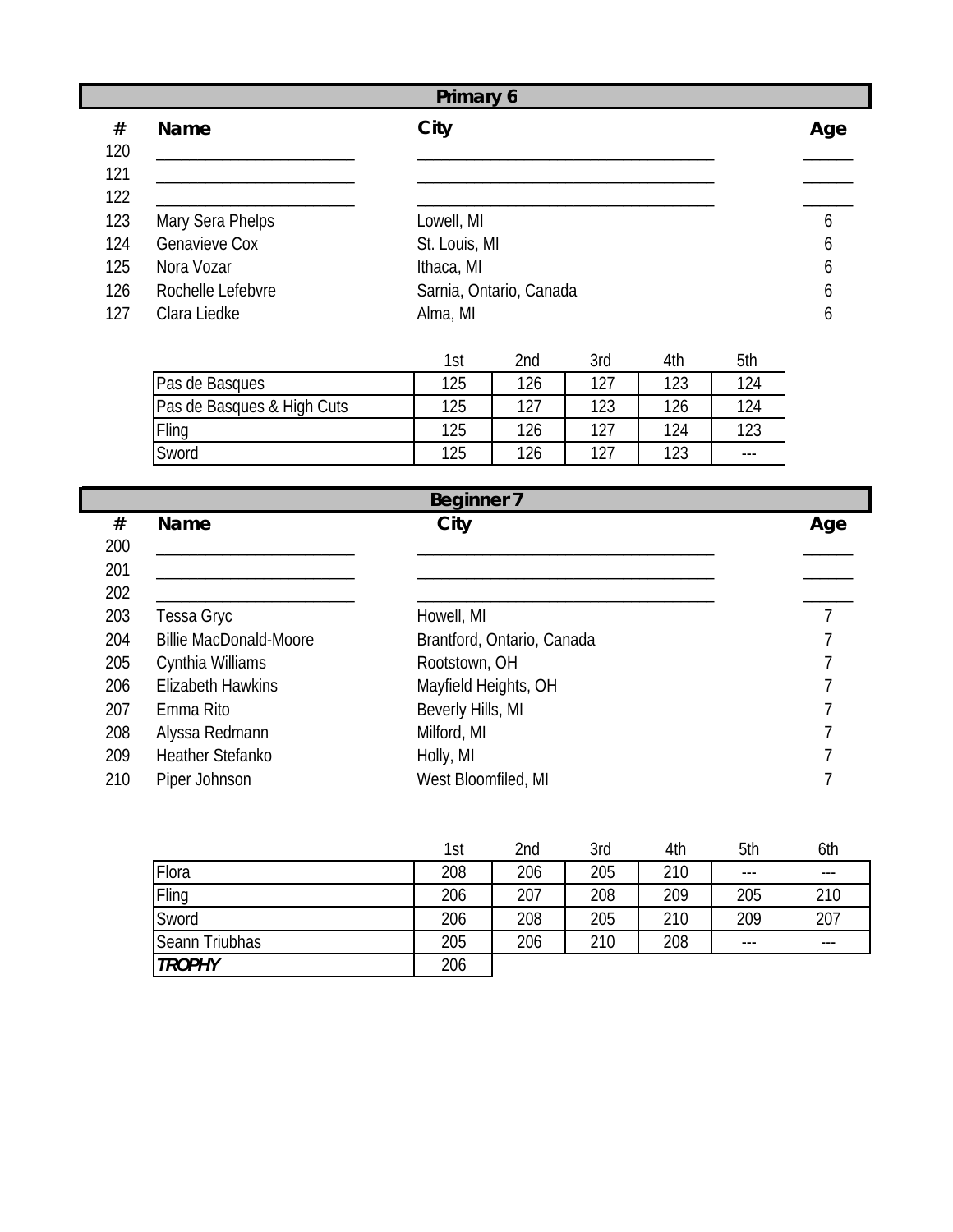## Primary 6

| # | Name | City | Age |
|---|---|---|---|
| 120 | ____________________ | ______________________________ | _____ |
| 121 | ____________________ | ______________________________ | _____ |
| 122 | ____________________ | ______________________________ | _____ |
| 123 | Mary Sera Phelps | Lowell, MI | 6 |
| 124 | Genavieve Cox | St. Louis, MI | 6 |
| 125 | Nora Vozar | Ithaca, MI | 6 |
| 126 | Rochelle Lefebvre | Sarnia, Ontario, Canada | 6 |
| 127 | Clara Liedke | Alma, MI | 6 |

| | 1st | 2nd | 3rd | 4th | 5th |
|---|---|---|---|---|---|
| Pas de Basques | 125 | 126 | 127 | 123 | 124 |
| Pas de Basques & High Cuts | 125 | 127 | 123 | 126 | 124 |
| Fling | 125 | 126 | 127 | 124 | 123 |
| Sword | 125 | 126 | 127 | 123 | --- |

## Beginner 7

| # | Name | City | Age |
|---|---|---|---|
| 200 | ____________________ | ______________________________ | _____ |
| 201 | ____________________ | ______________________________ | _____ |
| 202 | ____________________ | ______________________________ | _____ |
| 203 | Tessa Gryc | Howell, MI | 7 |
| 204 | Billie MacDonald-Moore | Brantford, Ontario, Canada | 7 |
| 205 | Cynthia Williams | Rootstown, OH | 7 |
| 206 | Elizabeth Hawkins | Mayfield Heights, OH | 7 |
| 207 | Emma Rito | Beverly Hills, MI | 7 |
| 208 | Alyssa Redmann | Milford, MI | 7 |
| 209 | Heather Stefanko | Holly, MI | 7 |
| 210 | Piper Johnson | West Bloomfiled, MI | 7 |

| | 1st | 2nd | 3rd | 4th | 5th | 6th |
|---|---|---|---|---|---|---|
| Flora | 208 | 206 | 205 | 210 | --- | --- |
| Fling | 206 | 207 | 208 | 209 | 205 | 210 |
| Sword | 206 | 208 | 205 | 210 | 209 | 207 |
| Seann Triubhas | 205 | 206 | 210 | 208 | --- | --- |
| ***TROPHY*** | 206 | | | | | |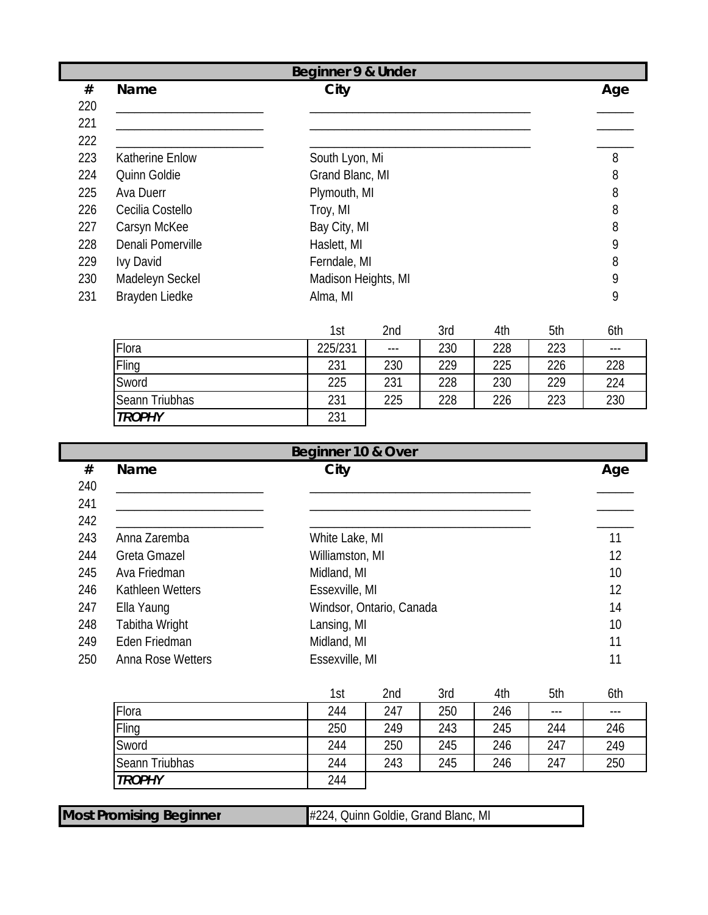## Beginner 9 & Under

| # | Name | City | Age |
|---|---|---|---|
| 220 | ____________________ | ______________________________ | _____ |
| 221 | ____________________ | ______________________________ | _____ |
| 222 | ____________________ | ______________________________ | _____ |
| 223 | Katherine Enlow | South Lyon, Mi | 8 |
| 224 | Quinn Goldie | Grand Blanc, MI | 8 |
| 225 | Ava Duerr | Plymouth, MI | 8 |
| 226 | Cecilia Costello | Troy, MI | 8 |
| 227 | Carsyn McKee | Bay City, MI | 8 |
| 228 | Denali Pomerville | Haslett, MI | 9 |
| 229 | Ivy David | Ferndale, MI | 8 |
| 230 | Madeleyn Seckel | Madison Heights, MI | 9 |
| 231 | Brayden Liedke | Alma, MI | 9 |

| | 1st | 2nd | 3rd | 4th | 5th | 6th |
|---|---|---|---|---|---|---|
| Flora | 225/231 | --- | 230 | 228 | 223 | --- |
| Fling | 231 | 230 | 229 | 225 | 226 | 228 |
| Sword | 225 | 231 | 228 | 230 | 229 | 224 |
| Seann Triubhas | 231 | 225 | 228 | 226 | 223 | 230 |
| ***TROPHY*** | 231 | | | | | |

## Beginner 10 & Over

| # | Name | City | Age |
|---|---|---|---|
| 240 | ____________________ | ______________________________ | _____ |
| 241 | ____________________ | ______________________________ | _____ |
| 242 | ____________________ | ______________________________ | _____ |
| 243 | Anna Zaremba | White Lake, MI | 11 |
| 244 | Greta Gmazel | Williamston, MI | 12 |
| 245 | Ava Friedman | Midland, MI | 10 |
| 246 | Kathleen Wetters | Essexville, MI | 12 |
| 247 | Ella Yaung | Windsor, Ontario, Canada | 14 |
| 248 | Tabitha Wright | Lansing, MI | 10 |
| 249 | Eden Friedman | Midland, MI | 11 |
| 250 | Anna Rose Wetters | Essexville, MI | 11 |

| | 1st | 2nd | 3rd | 4th | 5th | 6th |
|---|---|---|---|---|---|---|
| Flora | 244 | 247 | 250 | 246 | --- | --- |
| Fling | 250 | 249 | 243 | 245 | 244 | 246 |
| Sword | 244 | 250 | 245 | 246 | 247 | 249 |
| Seann Triubhas | 244 | 243 | 245 | 246 | 247 | 250 |
| ***TROPHY*** | 244 | | | | | |

| **Most Promising Beginner** | #224, Quinn Goldie, Grand Blanc, MI |
|---|---|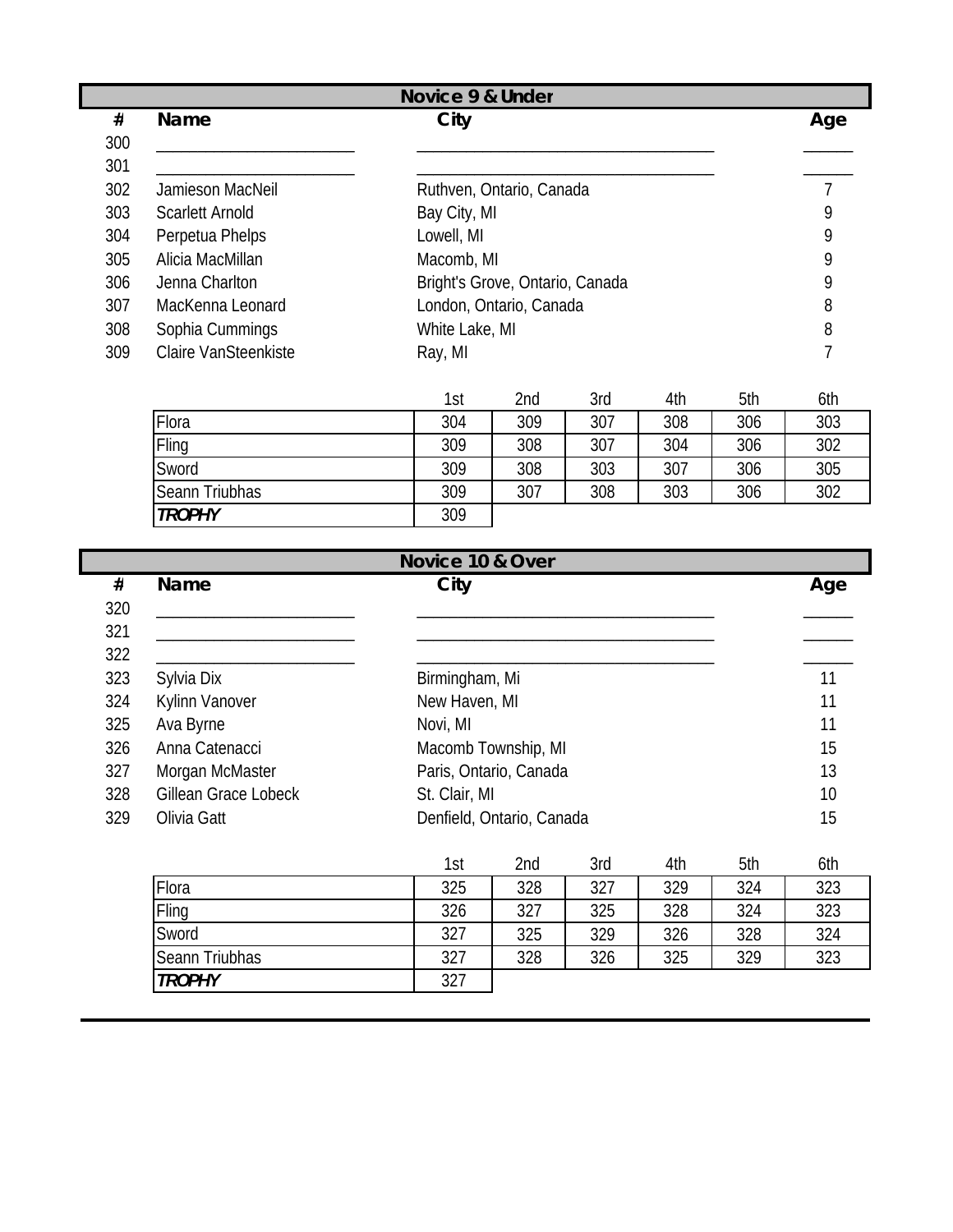## Novice 9 & Under

| # | Name | City | Age |
|---|---|---|---|
| 300 | ____________________ | ______________________________ | _____ |
| 301 | ____________________ | ______________________________ | _____ |
| 302 | Jamieson MacNeil | Ruthven, Ontario, Canada | 7 |
| 303 | Scarlett Arnold | Bay City, MI | 9 |
| 304 | Perpetua Phelps | Lowell, MI | 9 |
| 305 | Alicia MacMillan | Macomb, MI | 9 |
| 306 | Jenna Charlton | Bright's Grove, Ontario, Canada | 9 |
| 307 | MacKenna Leonard | London, Ontario, Canada | 8 |
| 308 | Sophia Cummings | White Lake, MI | 8 |
| 309 | Claire VanSteenkiste | Ray, MI | 7 |

| | 1st | 2nd | 3rd | 4th | 5th | 6th |
|---|---|---|---|---|---|---|
| Flora | 304 | 309 | 307 | 308 | 306 | 303 |
| Fling | 309 | 308 | 307 | 304 | 306 | 302 |
| Sword | 309 | 308 | 303 | 307 | 306 | 305 |
| Seann Triubhas | 309 | 307 | 308 | 303 | 306 | 302 |
| ***TROPHY*** | 309 | | | | | |

## Novice 10 & Over

| # | Name | City | Age |
|---|---|---|---|
| 320 | ____________________ | ______________________________ | _____ |
| 321 | ____________________ | ______________________________ | _____ |
| 322 | ____________________ | ______________________________ | _____ |
| 323 | Sylvia Dix | Birmingham, Mi | 11 |
| 324 | Kylinn Vanover | New Haven, MI | 11 |
| 325 | Ava Byrne | Novi, MI | 11 |
| 326 | Anna Catenacci | Macomb Township, MI | 15 |
| 327 | Morgan McMaster | Paris, Ontario, Canada | 13 |
| 328 | Gillean Grace Lobeck | St. Clair, MI | 10 |
| 329 | Olivia Gatt | Denfield, Ontario, Canada | 15 |

| | 1st | 2nd | 3rd | 4th | 5th | 6th |
|---|---|---|---|---|---|---|
| Flora | 325 | 328 | 327 | 329 | 324 | 323 |
| Fling | 326 | 327 | 325 | 328 | 324 | 323 |
| Sword | 327 | 325 | 329 | 326 | 328 | 324 |
| Seann Triubhas | 327 | 328 | 326 | 325 | 329 | 323 |
| ***TROPHY*** | 327 | | | | | |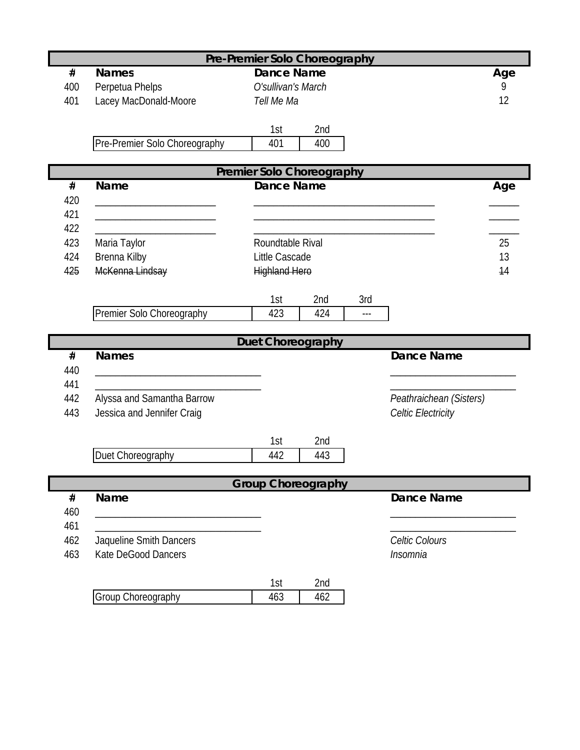## Pre-Premier Solo Choreography

| # | Names | Dance Name | Age |
|---|---|---|---|
| 400 | Perpetua Phelps | *O'sullivan's March* | 9 |
| 401 | Lacey MacDonald-Moore | *Tell Me Ma* | 12 |

| | 1st | 2nd |
|---|---|---|
| Pre-Premier Solo Choreography | 401 | 400 |

## Premier Solo Choreography

| # | Name | Dance Name | Age |
|---|---|---|---|
| 420 | ________________________ | ____________________________________ | ______ |
| 421 | ________________________ | ____________________________________ | ______ |
| 422 | ________________________ | ____________________________________ | ______ |
| 423 | Maria Taylor | Roundtable Rival | 25 |
| 424 | Brenna Kilby | Little Cascade | 13 |
| ~~425~~ | ~~McKenna Lindsay~~ | ~~Highland Hero~~ | ~~14~~ |

| | 1st | 2nd | 3rd |
|---|---|---|---|
| Premier Solo Choreography | 423 | 424 | --- |

## Duet Choreography

| # | Names | Dance Name |
|---|---|---|
| 440 | ________________________________ | _________________________ |
| 441 | ________________________________ | _________________________ |
| 442 | Alyssa and Samantha Barrow | *Peathraichean (Sisters)* |
| 443 | Jessica and Jennifer Craig | *Celtic Electricity* |

| | 1st | 2nd |
|---|---|---|
| Duet Choreography | 442 | 443 |

## Group Choreography

| # | Name | Dance Name |
|---|---|---|
| 460 | ________________________________ | _________________________ |
| 461 | ________________________________ | _________________________ |
| 462 | Jaqueline Smith Dancers | *Celtic Colours* |
| 463 | Kate DeGood Dancers | *Insomnia* |

| | 1st | 2nd |
|---|---|---|
| Group Choreography | 463 | 462 |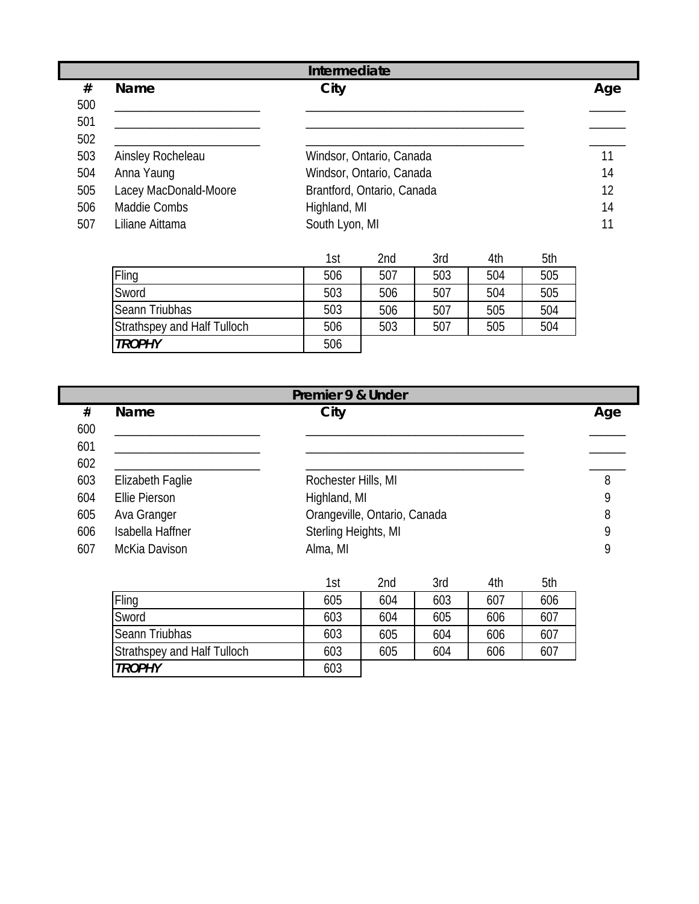## Intermediate

| # | Name | City | Age |
|---|---|---|---|
| 500 | ______________________ | ________________________________ | _____ |
| 501 | ______________________ | ________________________________ | _____ |
| 502 | ______________________ | ________________________________ | _____ |
| 503 | Ainsley Rocheleau | Windsor, Ontario, Canada | 11 |
| 504 | Anna Yaung | Windsor, Ontario, Canada | 14 |
| 505 | Lacey MacDonald-Moore | Brantford, Ontario, Canada | 12 |
| 506 | Maddie Combs | Highland, MI | 14 |
| 507 | Liliane Aittama | South Lyon, MI | 11 |

| | 1st | 2nd | 3rd | 4th | 5th |
|---|---|---|---|---|---|
| Fling | 506 | 507 | 503 | 504 | 505 |
| Sword | 503 | 506 | 507 | 504 | 505 |
| Seann Triubhas | 503 | 506 | 507 | 505 | 504 |
| Strathspey and Half Tulloch | 506 | 503 | 507 | 505 | 504 |
| ***TROPHY*** | 506 | | | | |

## Premier 9 & Under

| # | Name | City | Age |
|---|---|---|---|
| 600 | ______________________ | ________________________________ | _____ |
| 601 | ______________________ | ________________________________ | _____ |
| 602 | ______________________ | ________________________________ | _____ |
| 603 | Elizabeth Faglie | Rochester Hills, MI | 8 |
| 604 | Ellie Pierson | Highland, MI | 9 |
| 605 | Ava Granger | Orangeville, Ontario, Canada | 8 |
| 606 | Isabella Haffner | Sterling Heights, MI | 9 |
| 607 | McKia Davison | Alma, MI | 9 |

| | 1st | 2nd | 3rd | 4th | 5th |
|---|---|---|---|---|---|
| Fling | 605 | 604 | 603 | 607 | 606 |
| Sword | 603 | 604 | 605 | 606 | 607 |
| Seann Triubhas | 603 | 605 | 604 | 606 | 607 |
| Strathspey and Half Tulloch | 603 | 605 | 604 | 606 | 607 |
| ***TROPHY*** | 603 | | | | |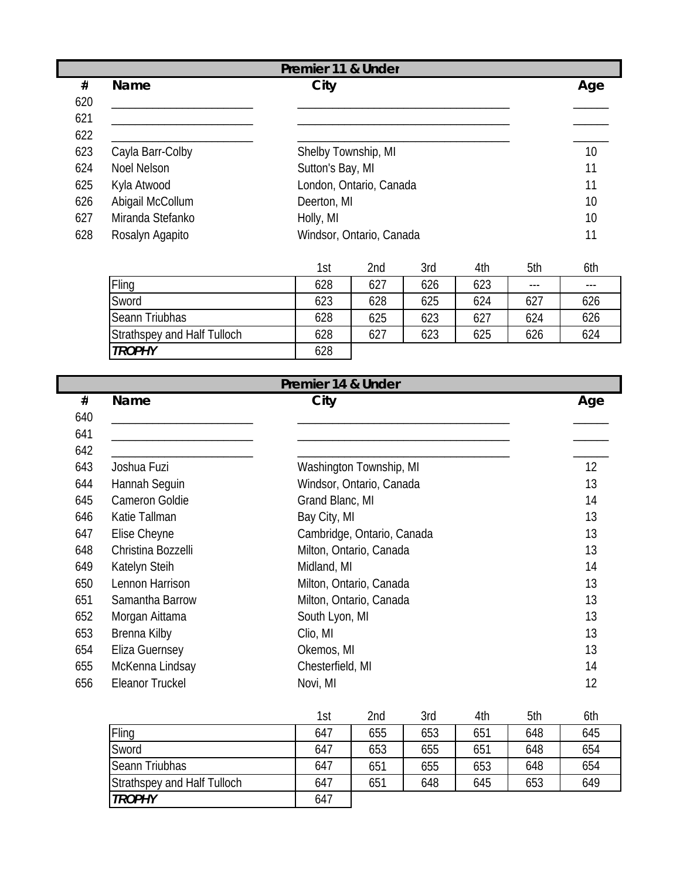## Premier 11 & Under

| # | Name | City | Age |
|---|---|---|---|
| 620 | ____________________ | ______________________________ | _____ |
| 621 | ____________________ | ______________________________ | _____ |
| 622 | ____________________ | ______________________________ | _____ |
| 623 | Cayla Barr-Colby | Shelby Township, MI | 10 |
| 624 | Noel Nelson | Sutton's Bay, MI | 11 |
| 625 | Kyla Atwood | London, Ontario, Canada | 11 |
| 626 | Abigail McCollum | Deerton, MI | 10 |
| 627 | Miranda Stefanko | Holly, MI | 10 |
| 628 | Rosalyn Agapito | Windsor, Ontario, Canada | 11 |

| | 1st | 2nd | 3rd | 4th | 5th | 6th |
|---|---|---|---|---|---|---|
| Fling | 628 | 627 | 626 | 623 | --- | --- |
| Sword | 623 | 628 | 625 | 624 | 627 | 626 |
| Seann Triubhas | 628 | 625 | 623 | 627 | 624 | 626 |
| Strathspey and Half Tulloch | 628 | 627 | 623 | 625 | 626 | 624 |
| ***TROPHY*** | 628 | | | | | |

## Premier 14 & Under

| # | Name | City | Age |
|---|---|---|---|
| 640 | ____________________ | ______________________________ | _____ |
| 641 | ____________________ | ______________________________ | _____ |
| 642 | ____________________ | ______________________________ | _____ |
| 643 | Joshua Fuzi | Washington Township, MI | 12 |
| 644 | Hannah Seguin | Windsor, Ontario, Canada | 13 |
| 645 | Cameron Goldie | Grand Blanc, MI | 14 |
| 646 | Katie Tallman | Bay City, MI | 13 |
| 647 | Elise Cheyne | Cambridge, Ontario, Canada | 13 |
| 648 | Christina Bozzelli | Milton, Ontario, Canada | 13 |
| 649 | Katelyn Steih | Midland, MI | 14 |
| 650 | Lennon Harrison | Milton, Ontario, Canada | 13 |
| 651 | Samantha Barrow | Milton, Ontario, Canada | 13 |
| 652 | Morgan Aittama | South Lyon, MI | 13 |
| 653 | Brenna Kilby | Clio, MI | 13 |
| 654 | Eliza Guernsey | Okemos, MI | 13 |
| 655 | McKenna Lindsay | Chesterfield, MI | 14 |
| 656 | Eleanor Truckel | Novi, MI | 12 |

| | 1st | 2nd | 3rd | 4th | 5th | 6th |
|---|---|---|---|---|---|---|
| Fling | 647 | 655 | 653 | 651 | 648 | 645 |
| Sword | 647 | 653 | 655 | 651 | 648 | 654 |
| Seann Triubhas | 647 | 651 | 655 | 653 | 648 | 654 |
| Strathspey and Half Tulloch | 647 | 651 | 648 | 645 | 653 | 649 |
| ***TROPHY*** | 647 | | | | | |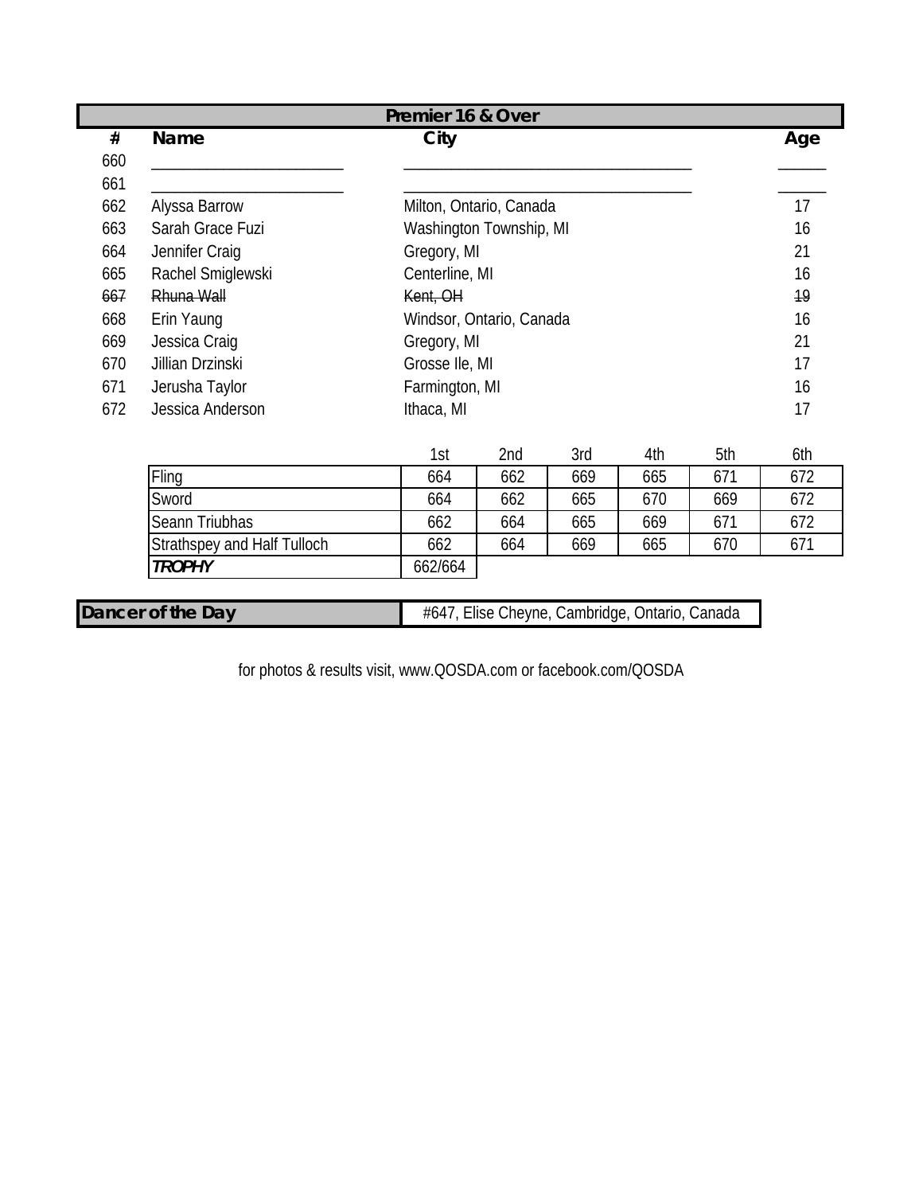## Premier 16 & Over

| # | Name | City | Age |
|---|---|---|---|
| 660 | ______________________ | ________________________________ | _____ |
| 661 | ______________________ | ________________________________ | _____ |
| 662 | Alyssa Barrow | Milton, Ontario, Canada | 17 |
| 663 | Sarah Grace Fuzi | Washington Township, MI | 16 |
| 664 | Jennifer Craig | Gregory, MI | 21 |
| 665 | Rachel Smiglewski | Centerline, MI | 16 |
| ~~667~~ | ~~Rhuna Wall~~ | ~~Kent, OH~~ | ~~19~~ |
| 668 | Erin Yaung | Windsor, Ontario, Canada | 16 |
| 669 | Jessica Craig | Gregory, MI | 21 |
| 670 | Jillian Drzinski | Grosse Ile, MI | 17 |
| 671 | Jerusha Taylor | Farmington, MI | 16 |
| 672 | Jessica Anderson | Ithaca, MI | 17 |

| | 1st | 2nd | 3rd | 4th | 5th | 6th |
|---|---|---|---|---|---|---|
| Fling | 664 | 662 | 669 | 665 | 671 | 672 |
| Sword | 664 | 662 | 665 | 670 | 669 | 672 |
| Seann Triubhas | 662 | 664 | 665 | 669 | 671 | 672 |
| Strathspey and Half Tulloch | 662 | 664 | 669 | 665 | 670 | 671 |
| ***TROPHY*** | 662/664 | | | | | |

| | |
|---|---|
| **Dancer of the Day** | #647, Elise Cheyne, Cambridge, Ontario, Canada |

for photos & results visit, www.QOSDA.com or facebook.com/QOSDA